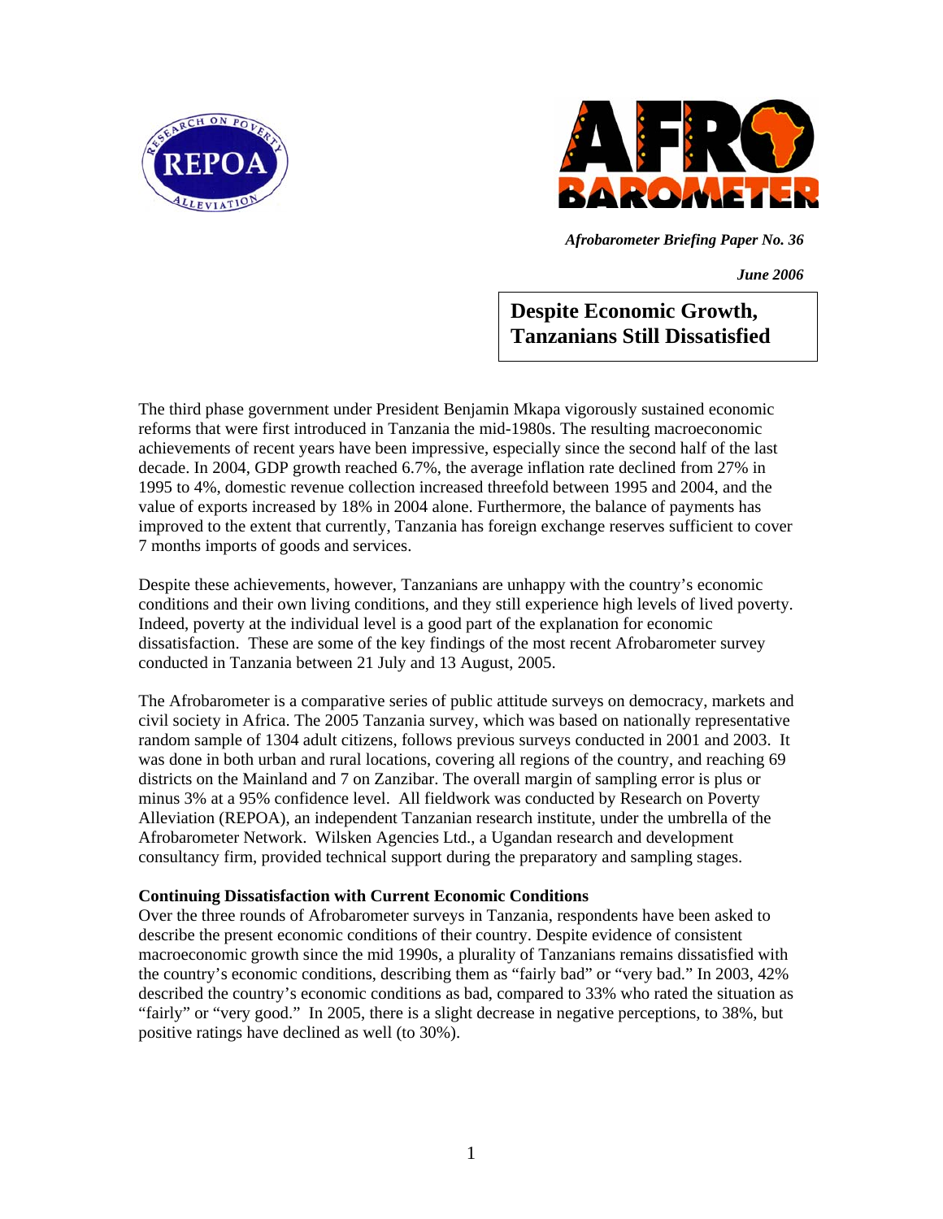*Afrobarometer Briefing Paper No. 36*

*June 2006*

# Despite Economic Growth, Tanzanians Still Dissatisfied

The third phase government under President Benjamin Mkapa vigorously sustained economic reforms that were first introduced in Tanzania the mid-1980s. The resulting macroeconomic achievements of recent years have been impressive, especially since the second half of the last decade. In 2004, GDP growth reached 6.7%, the average inflation rate declined from 27% in 1995 to 4%, domestic revenue collection increased threefold between 1995 and 2004, and the value of exports increased by 18% in 2004 alone. Furthermore, the balance of payments has improved to the extent that currently, Tanzania has foreign exchange reserves sufficient to cover 7 months imports of goods and services.

Despite these achievements, however, Tanzanians are unhappy with the country's economic conditions and their own living conditions, and they still experience high levels of lived poverty. Indeed, poverty at the individual level is a good part of the explanation for economic dissatisfaction. These are some of the key findings of the most recent Afrobarometer survey conducted in Tanzania between 21 July and 13 August, 2005.

The Afrobarometer is a comparative series of public attitude surveys on democracy, markets and civil society in Africa. The 2005 Tanzania survey, which was based on nationally representative random sample of 1304 adult citizens, follows previous surveys conducted in 2001 and 2003. It was done in both urban and rural locations, covering all regions of the country, and reaching 69 districts on the Mainland and 7 on Zanzibar. The overall margin of sampling error is plus or minus 3% at a 95% confidence level. All fieldwork was conducted by Research on Poverty Alleviation (REPOA), an independent Tanzanian research institute, under the umbrella of the Afrobarometer Network. Wilsken Agencies Ltd., a Ugandan research and development consultancy firm, provided technical support during the preparatory and sampling stages.

**Continuing Dissatisfaction with Current Economic Conditions**

Over the three rounds of Afrobarometer surveys in Tanzania, respondents have been asked to describe the present economic conditions of their country. Despite evidence of consistent macroeconomic growth since the mid 1990s, a plurality of Tanzanians remains dissatisfied with the country's economic conditions, describing them as "fairly bad" or "very bad." In 2003, 42% described the country's economic conditions as bad, compared to 33% who rated the situation as "fairly" or "very good." In 2005, there is a slight decrease in negative perceptions, to 38%, but positive ratings have declined as well (to 30%).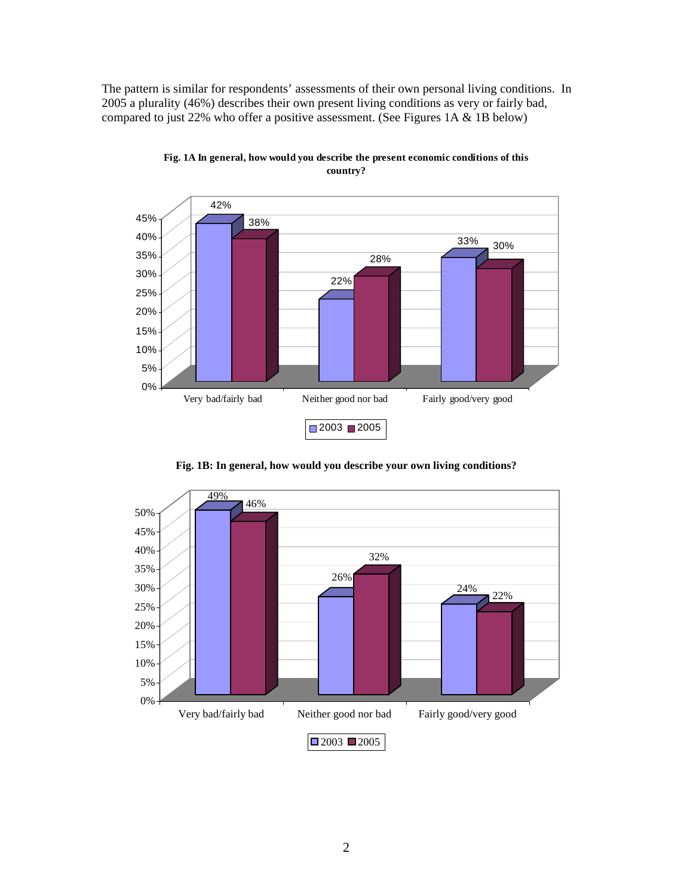The pattern is similar for respondents' assessments of their own personal living conditions. In 2005 a plurality (46%) describes their own present living conditions as very or fairly bad, compared to just 22% who offer a positive assessment. (See Figures 1A & 1B below)

**Fig. 1A In general, how would you describe the present economic conditions of this country?**

| | 2003 | 2005 |
|---|---|---|
| Very bad/fairly bad | 42% | 38% |
| Neither good nor bad | 22% | 28% |
| Fairly good/very good | 33% | 30% |

**Fig. 1B: In general, how would you describe your own living conditions?**

| | 2003 | 2005 |
|---|---|---|
| Very bad/fairly bad | 49% | 46% |
| Neither good nor bad | 26% | 32% |
| Fairly good/very good | 24% | 22% |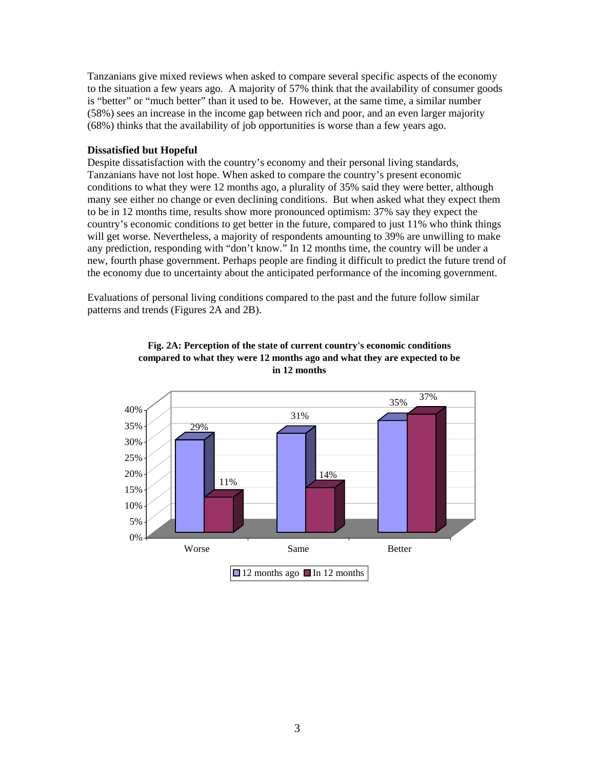Tanzanians give mixed reviews when asked to compare several specific aspects of the economy to the situation a few years ago. A majority of 57% think that the availability of consumer goods is "better" or "much better" than it used to be. However, at the same time, a similar number (58%) sees an increase in the income gap between rich and poor, and an even larger majority (68%) thinks that the availability of job opportunities is worse than a few years ago.

**Dissatisfied but Hopeful**

Despite dissatisfaction with the country's economy and their personal living standards, Tanzanians have not lost hope. When asked to compare the country's present economic conditions to what they were 12 months ago, a plurality of 35% said they were better, although many see either no change or even declining conditions. But when asked what they expect them to be in 12 months time, results show more pronounced optimism: 37% say they expect the country's economic conditions to get better in the future, compared to just 11% who think things will get worse. Nevertheless, a majority of respondents amounting to 39% are unwilling to make any prediction, responding with "don't know." In 12 months time, the country will be under a new, fourth phase government. Perhaps people are finding it difficult to predict the future trend of the economy due to uncertainty about the anticipated performance of the incoming government.

Evaluations of personal living conditions compared to the past and the future follow similar patterns and trends (Figures 2A and 2B).

**Fig. 2A: Perception of the state of current country's economic conditions compared to what they were 12 months ago and what they are expected to be in 12 months**

| | 12 months ago | In 12 months |
|---|---|---|
| Worse | 29% | 11% |
| Same | 31% | 14% |
| Better | 35% | 37% |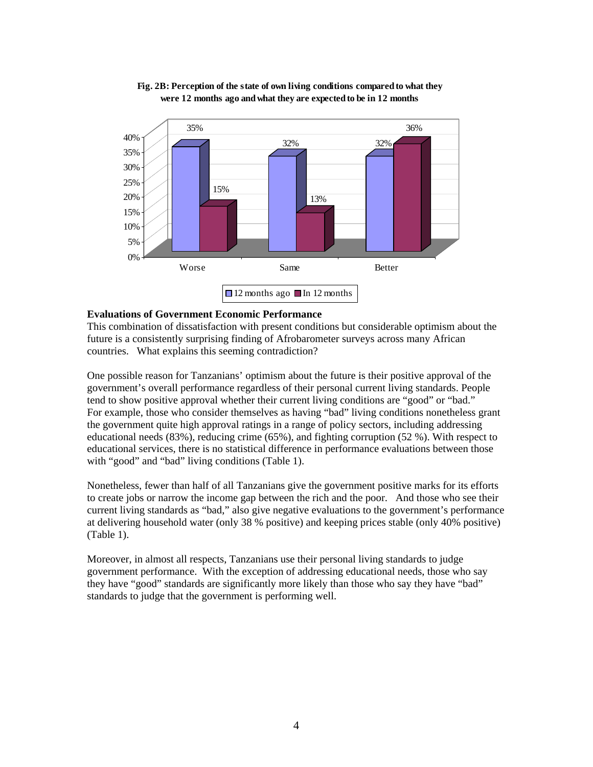**Fig. 2B: Perception of the state of own living conditions compared to what they were 12 months ago and what they are expected to be in 12 months**

| | 12 months ago | In 12 months |
|---|---|---|
| Worse | 35% | 15% |
| Same | 32% | 13% |
| Better | 32% | 36% |

## Evaluations of Government Economic Performance

This combination of dissatisfaction with present conditions but considerable optimism about the future is a consistently surprising finding of Afrobarometer surveys across many African countries. What explains this seeming contradiction?

One possible reason for Tanzanians' optimism about the future is their positive approval of the government's overall performance regardless of their personal current living standards. People tend to show positive approval whether their current living conditions are "good" or "bad." For example, those who consider themselves as having "bad" living conditions nonetheless grant the government quite high approval ratings in a range of policy sectors, including addressing educational needs (83%), reducing crime (65%), and fighting corruption (52 %). With respect to educational services, there is no statistical difference in performance evaluations between those with "good" and "bad" living conditions (Table 1).

Nonetheless, fewer than half of all Tanzanians give the government positive marks for its efforts to create jobs or narrow the income gap between the rich and the poor. And those who see their current living standards as "bad," also give negative evaluations to the government's performance at delivering household water (only 38 % positive) and keeping prices stable (only 40% positive) (Table 1).

Moreover, in almost all respects, Tanzanians use their personal living standards to judge government performance. With the exception of addressing educational needs, those who say they have "good" standards are significantly more likely than those who say they have "bad" standards to judge that the government is performing well.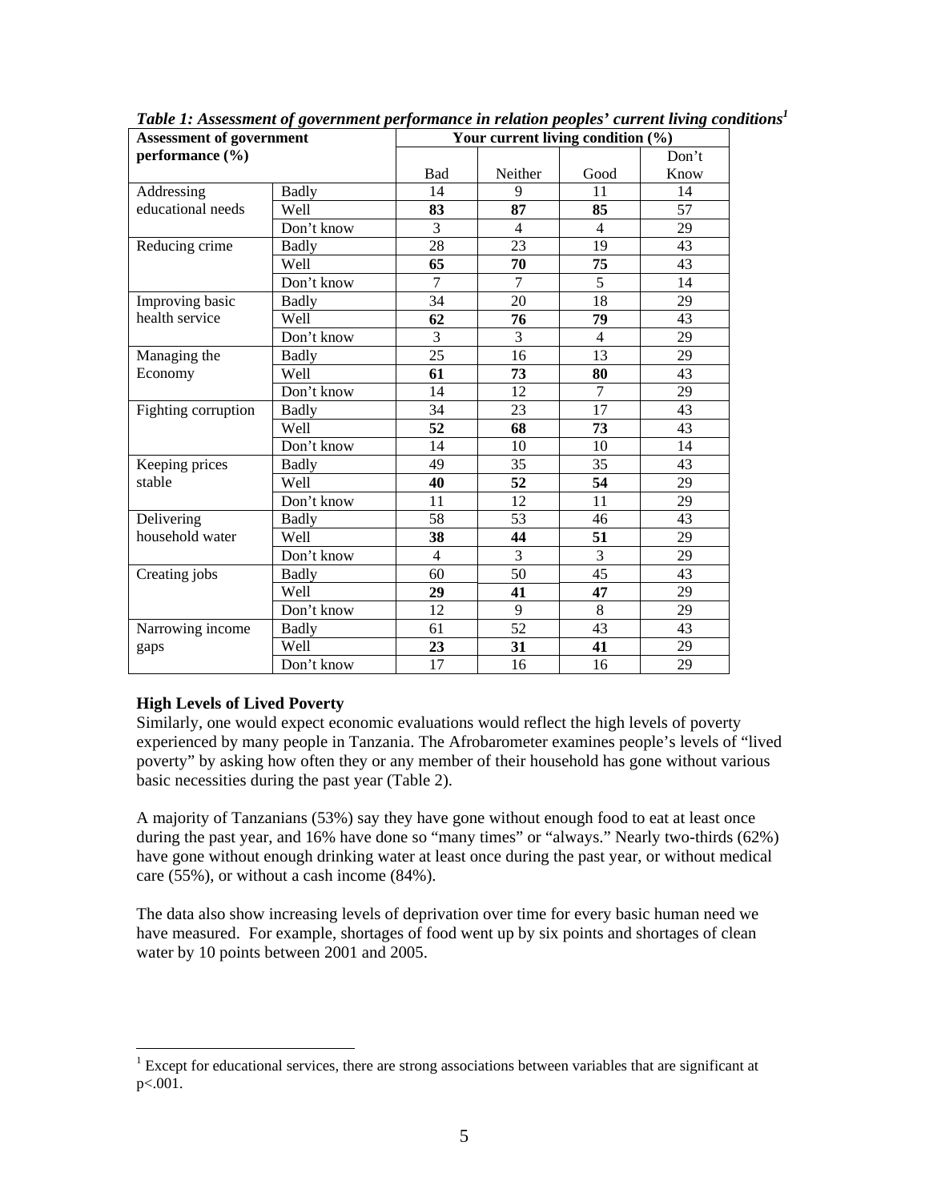*Table 1: Assessment of government performance in relation peoples' current living conditions*[1]

| Assessment of government performance (%) | | Your current living condition (%) | | | |
|---|---|---|---|---|---|
| | | Bad | Neither | Good | Don't Know |
| Addressing educational needs | Badly | 14 | 9 | 11 | 14 |
| | Well | **83** | **87** | **85** | 57 |
| | Don't know | 3 | 4 | 4 | 29 |
| Reducing crime | Badly | 28 | 23 | 19 | 43 |
| | Well | **65** | **70** | **75** | 43 |
| | Don't know | 7 | 7 | 5 | 14 |
| Improving basic health service | Badly | 34 | 20 | 18 | 29 |
| | Well | **62** | **76** | **79** | 43 |
| | Don't know | 3 | 3 | 4 | 29 |
| Managing the Economy | Badly | 25 | 16 | 13 | 29 |
| | Well | **61** | **73** | **80** | 43 |
| | Don't know | 14 | 12 | 7 | 29 |
| Fighting corruption | Badly | 34 | 23 | 17 | 43 |
| | Well | **52** | **68** | **73** | 43 |
| | Don't know | 14 | 10 | 10 | 14 |
| Keeping prices stable | Badly | 49 | 35 | 35 | 43 |
| | Well | **40** | **52** | **54** | 29 |
| | Don't know | 11 | 12 | 11 | 29 |
| Delivering household water | Badly | 58 | 53 | 46 | 43 |
| | Well | **38** | **44** | **51** | 29 |
| | Don't know | 4 | 3 | 3 | 29 |
| Creating jobs | Badly | 60 | 50 | 45 | 43 |
| | Well | **29** | **41** | **47** | 29 |
| | Don't know | 12 | 9 | 8 | 29 |
| Narrowing income gaps | Badly | 61 | 52 | 43 | 43 |
| | Well | **23** | **31** | **41** | 29 |
| | Don't know | 17 | 16 | 16 | 29 |

**High Levels of Lived Poverty**

Similarly, one would expect economic evaluations would reflect the high levels of poverty experienced by many people in Tanzania. The Afrobarometer examines people's levels of "lived poverty" by asking how often they or any member of their household has gone without various basic necessities during the past year (Table 2).

A majority of Tanzanians (53%) say they have gone without enough food to eat at least once during the past year, and 16% have done so "many times" or "always." Nearly two-thirds (62%) have gone without enough drinking water at least once during the past year, or without medical care (55%), or without a cash income (84%).

The data also show increasing levels of deprivation over time for every basic human need we have measured. For example, shortages of food went up by six points and shortages of clean water by 10 points between 2001 and 2005.

[1] Except for educational services, there are strong associations between variables that are significant at $p<.001$.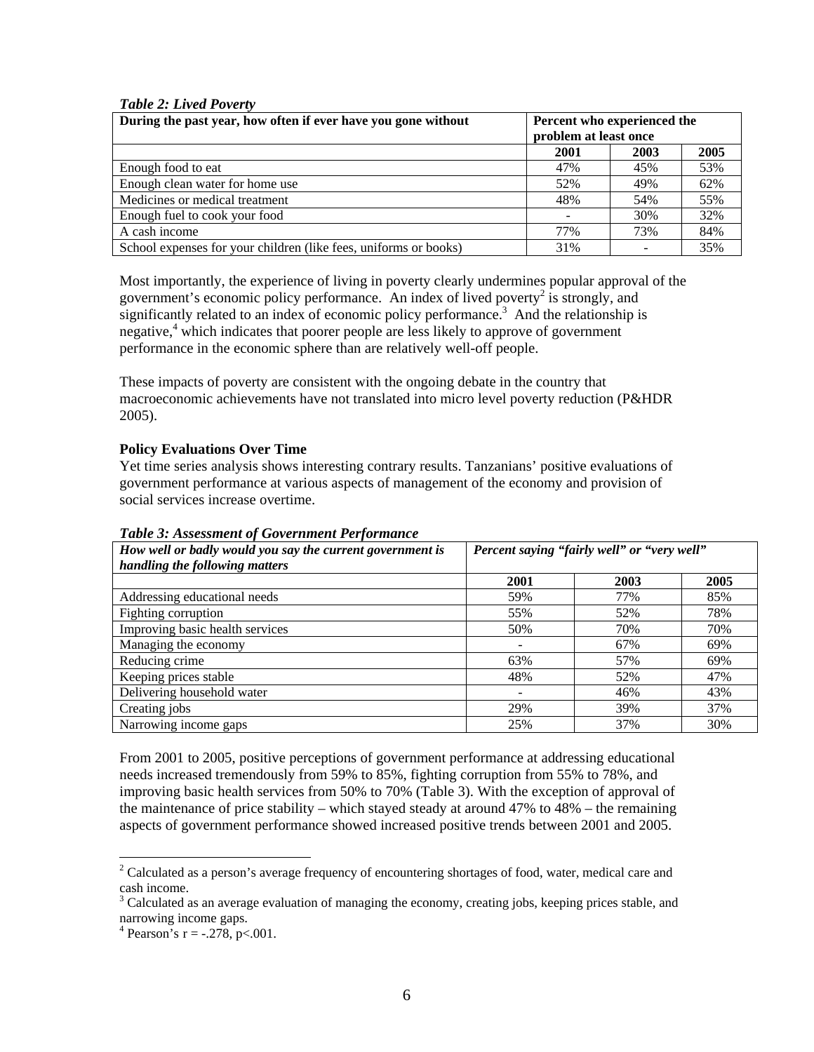*Table 2: Lived Poverty*

| During the past year, how often if ever have you gone without | Percent who experienced the problem at least once | | |
|---|---|---|---|
| | 2001 | 2003 | 2005 |
| Enough food to eat | 47% | 45% | 53% |
| Enough clean water for home use | 52% | 49% | 62% |
| Medicines or medical treatment | 48% | 54% | 55% |
| Enough fuel to cook your food | - | 30% | 32% |
| A cash income | 77% | 73% | 84% |
| School expenses for your children (like fees, uniforms or books) | 31% | - | 35% |

Most importantly, the experience of living in poverty clearly undermines popular approval of the government's economic policy performance. An index of lived poverty[2] is strongly, and significantly related to an index of economic policy performance.[3] And the relationship is negative,[4] which indicates that poorer people are less likely to approve of government performance in the economic sphere than are relatively well-off people.

These impacts of poverty are consistent with the ongoing debate in the country that macroeconomic achievements have not translated into micro level poverty reduction (P&HDR 2005).

**Policy Evaluations Over Time**

Yet time series analysis shows interesting contrary results. Tanzanians' positive evaluations of government performance at various aspects of management of the economy and provision of social services increase overtime.

*Table 3: Assessment of Government Performance*

| *How well or badly would you say the current government is handling the following matters* | *Percent saying "fairly well" or "very well"* | | |
|---|---|---|---|
| | 2001 | 2003 | 2005 |
| Addressing educational needs | 59% | 77% | 85% |
| Fighting corruption | 55% | 52% | 78% |
| Improving basic health services | 50% | 70% | 70% |
| Managing the economy | - | 67% | 69% |
| Reducing crime | 63% | 57% | 69% |
| Keeping prices stable | 48% | 52% | 47% |
| Delivering household water | - | 46% | 43% |
| Creating jobs | 29% | 39% | 37% |
| Narrowing income gaps | 25% | 37% | 30% |

From 2001 to 2005, positive perceptions of government performance at addressing educational needs increased tremendously from 59% to 85%, fighting corruption from 55% to 78%, and improving basic health services from 50% to 70% (Table 3). With the exception of approval of the maintenance of price stability – which stayed steady at around 47% to 48% – the remaining aspects of government performance showed increased positive trends between 2001 and 2005.

[2] Calculated as a person's average frequency of encountering shortages of food, water, medical care and cash income.

[3] Calculated as an average evaluation of managing the economy, creating jobs, keeping prices stable, and narrowing income gaps.

[4] Pearson's $r = -.278$, $p<.001$.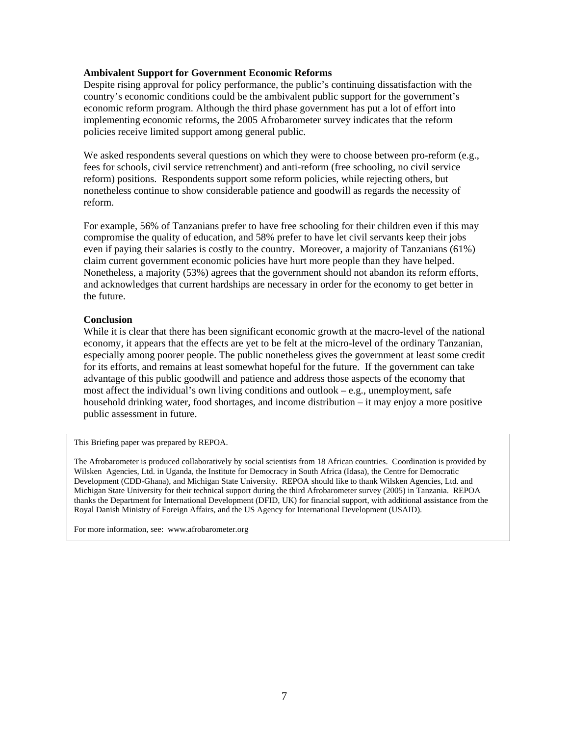**Ambivalent Support for Government Economic Reforms**

Despite rising approval for policy performance, the public's continuing dissatisfaction with the country's economic conditions could be the ambivalent public support for the government's economic reform program. Although the third phase government has put a lot of effort into implementing economic reforms, the 2005 Afrobarometer survey indicates that the reform policies receive limited support among general public.

We asked respondents several questions on which they were to choose between pro-reform (e.g., fees for schools, civil service retrenchment) and anti-reform (free schooling, no civil service reform) positions. Respondents support some reform policies, while rejecting others, but nonetheless continue to show considerable patience and goodwill as regards the necessity of reform.

For example, 56% of Tanzanians prefer to have free schooling for their children even if this may compromise the quality of education, and 58% prefer to have let civil servants keep their jobs even if paying their salaries is costly to the country. Moreover, a majority of Tanzanians (61%) claim current government economic policies have hurt more people than they have helped. Nonetheless, a majority (53%) agrees that the government should not abandon its reform efforts, and acknowledges that current hardships are necessary in order for the economy to get better in the future.

**Conclusion**

While it is clear that there has been significant economic growth at the macro-level of the national economy, it appears that the effects are yet to be felt at the micro-level of the ordinary Tanzanian, especially among poorer people. The public nonetheless gives the government at least some credit for its efforts, and remains at least somewhat hopeful for the future. If the government can take advantage of this public goodwill and patience and address those aspects of the economy that most affect the individual's own living conditions and outlook – e.g., unemployment, safe household drinking water, food shortages, and income distribution – it may enjoy a more positive public assessment in future.

This Briefing paper was prepared by REPOA.

The Afrobarometer is produced collaboratively by social scientists from 18 African countries. Coordination is provided by Wilsken Agencies, Ltd. in Uganda, the Institute for Democracy in South Africa (Idasa), the Centre for Democratic Development (CDD-Ghana), and Michigan State University. REPOA should like to thank Wilsken Agencies, Ltd. and Michigan State University for their technical support during the third Afrobarometer survey (2005) in Tanzania. REPOA thanks the Department for International Development (DFID, UK) for financial support, with additional assistance from the Royal Danish Ministry of Foreign Affairs, and the US Agency for International Development (USAID).

For more information, see: www.afrobarometer.org